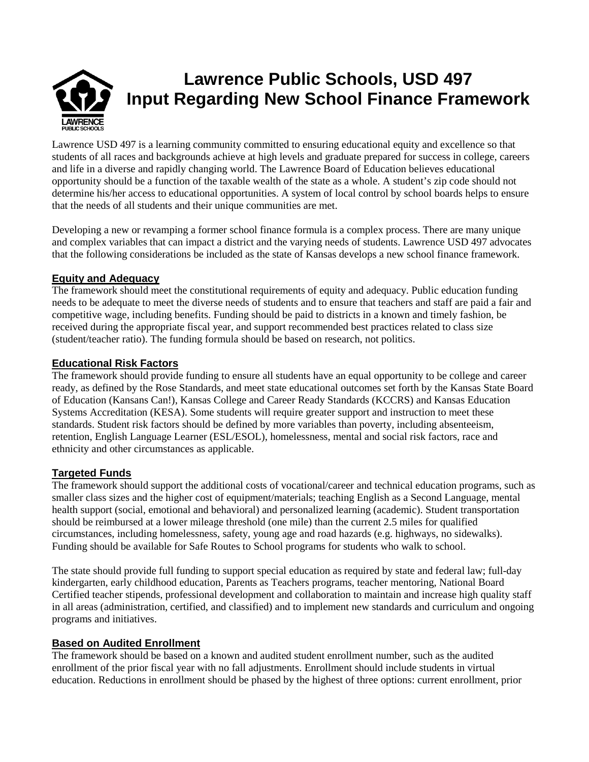# Lawrence Public Schools, USD 497
# Input Regarding New School Finance Framework

Lawrence USD 497 is a learning community committed to ensuring educational equity and excellence so that students of all races and backgrounds achieve at high levels and graduate prepared for success in college, careers and life in a diverse and rapidly changing world. The Lawrence Board of Education believes educational opportunity should be a function of the taxable wealth of the state as a whole. A student's zip code should not determine his/her access to educational opportunities. A system of local control by school boards helps to ensure that the needs of all students and their unique communities are met.

Developing a new or revamping a former school finance formula is a complex process. There are many unique and complex variables that can impact a district and the varying needs of students. Lawrence USD 497 advocates that the following considerations be included as the state of Kansas develops a new school finance framework.

## Equity and Adequacy

The framework should meet the constitutional requirements of equity and adequacy. Public education funding needs to be adequate to meet the diverse needs of students and to ensure that teachers and staff are paid a fair and competitive wage, including benefits. Funding should be paid to districts in a known and timely fashion, be received during the appropriate fiscal year, and support recommended best practices related to class size (student/teacher ratio). The funding formula should be based on research, not politics.

## Educational Risk Factors

The framework should provide funding to ensure all students have an equal opportunity to be college and career ready, as defined by the Rose Standards, and meet state educational outcomes set forth by the Kansas State Board of Education (Kansans Can!), Kansas College and Career Ready Standards (KCCRS) and Kansas Education Systems Accreditation (KESA). Some students will require greater support and instruction to meet these standards. Student risk factors should be defined by more variables than poverty, including absenteeism, retention, English Language Learner (ESL/ESOL), homelessness, mental and social risk factors, race and ethnicity and other circumstances as applicable.

## Targeted Funds

The framework should support the additional costs of vocational/career and technical education programs, such as smaller class sizes and the higher cost of equipment/materials; teaching English as a Second Language, mental health support (social, emotional and behavioral) and personalized learning (academic). Student transportation should be reimbursed at a lower mileage threshold (one mile) than the current 2.5 miles for qualified circumstances, including homelessness, safety, young age and road hazards (e.g. highways, no sidewalks). Funding should be available for Safe Routes to School programs for students who walk to school.

The state should provide full funding to support special education as required by state and federal law; full-day kindergarten, early childhood education, Parents as Teachers programs, teacher mentoring, National Board Certified teacher stipends, professional development and collaboration to maintain and increase high quality staff in all areas (administration, certified, and classified) and to implement new standards and curriculum and ongoing programs and initiatives.

## Based on Audited Enrollment

The framework should be based on a known and audited student enrollment number, such as the audited enrollment of the prior fiscal year with no fall adjustments. Enrollment should include students in virtual education. Reductions in enrollment should be phased by the highest of three options: current enrollment, prior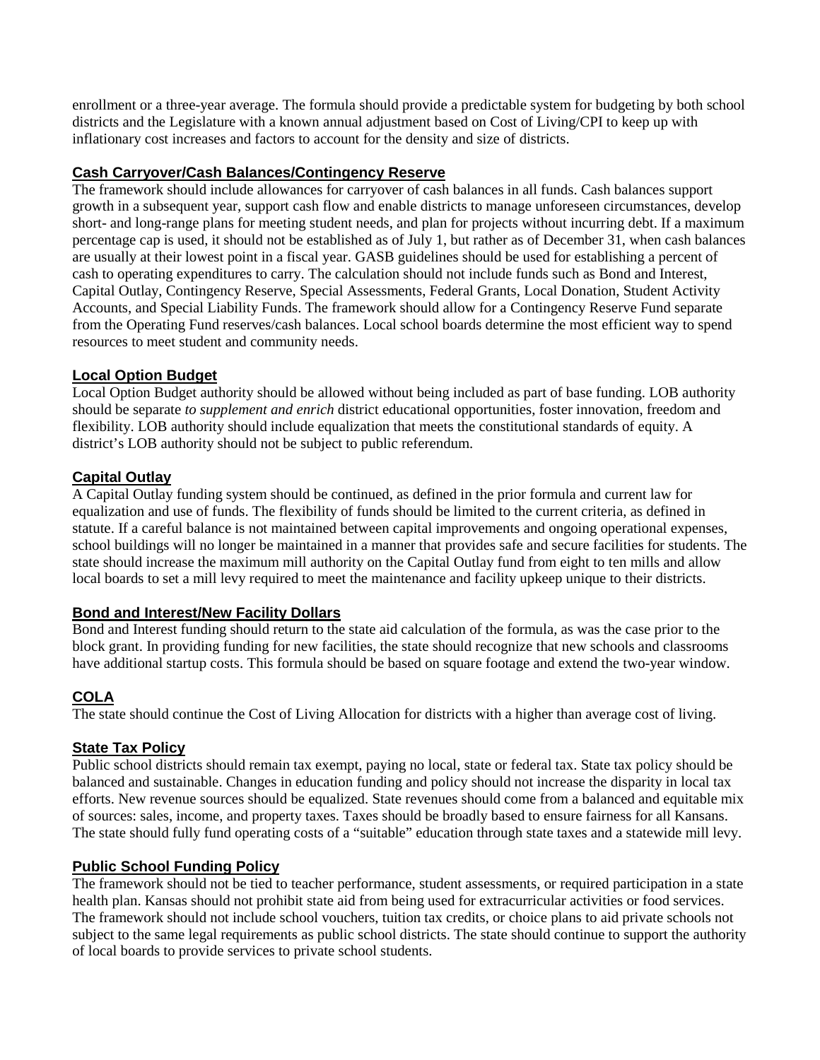enrollment or a three-year average. The formula should provide a predictable system for budgeting by both school districts and the Legislature with a known annual adjustment based on Cost of Living/CPI to keep up with inflationary cost increases and factors to account for the density and size of districts.

## Cash Carryover/Cash Balances/Contingency Reserve

The framework should include allowances for carryover of cash balances in all funds. Cash balances support growth in a subsequent year, support cash flow and enable districts to manage unforeseen circumstances, develop short- and long-range plans for meeting student needs, and plan for projects without incurring debt. If a maximum percentage cap is used, it should not be established as of July 1, but rather as of December 31, when cash balances are usually at their lowest point in a fiscal year. GASB guidelines should be used for establishing a percent of cash to operating expenditures to carry. The calculation should not include funds such as Bond and Interest, Capital Outlay, Contingency Reserve, Special Assessments, Federal Grants, Local Donation, Student Activity Accounts, and Special Liability Funds. The framework should allow for a Contingency Reserve Fund separate from the Operating Fund reserves/cash balances. Local school boards determine the most efficient way to spend resources to meet student and community needs.

## Local Option Budget

Local Option Budget authority should be allowed without being included as part of base funding. LOB authority should be separate *to supplement and enrich* district educational opportunities, foster innovation, freedom and flexibility. LOB authority should include equalization that meets the constitutional standards of equity. A district's LOB authority should not be subject to public referendum.

## Capital Outlay

A Capital Outlay funding system should be continued, as defined in the prior formula and current law for equalization and use of funds. The flexibility of funds should be limited to the current criteria, as defined in statute. If a careful balance is not maintained between capital improvements and ongoing operational expenses, school buildings will no longer be maintained in a manner that provides safe and secure facilities for students. The state should increase the maximum mill authority on the Capital Outlay fund from eight to ten mills and allow local boards to set a mill levy required to meet the maintenance and facility upkeep unique to their districts.

## Bond and Interest/New Facility Dollars

Bond and Interest funding should return to the state aid calculation of the formula, as was the case prior to the block grant. In providing funding for new facilities, the state should recognize that new schools and classrooms have additional startup costs. This formula should be based on square footage and extend the two-year window.

## COLA

The state should continue the Cost of Living Allocation for districts with a higher than average cost of living.

## State Tax Policy

Public school districts should remain tax exempt, paying no local, state or federal tax. State tax policy should be balanced and sustainable. Changes in education funding and policy should not increase the disparity in local tax efforts. New revenue sources should be equalized. State revenues should come from a balanced and equitable mix of sources: sales, income, and property taxes. Taxes should be broadly based to ensure fairness for all Kansans. The state should fully fund operating costs of a "suitable" education through state taxes and a statewide mill levy.

## Public School Funding Policy

The framework should not be tied to teacher performance, student assessments, or required participation in a state health plan. Kansas should not prohibit state aid from being used for extracurricular activities or food services. The framework should not include school vouchers, tuition tax credits, or choice plans to aid private schools not subject to the same legal requirements as public school districts. The state should continue to support the authority of local boards to provide services to private school students.